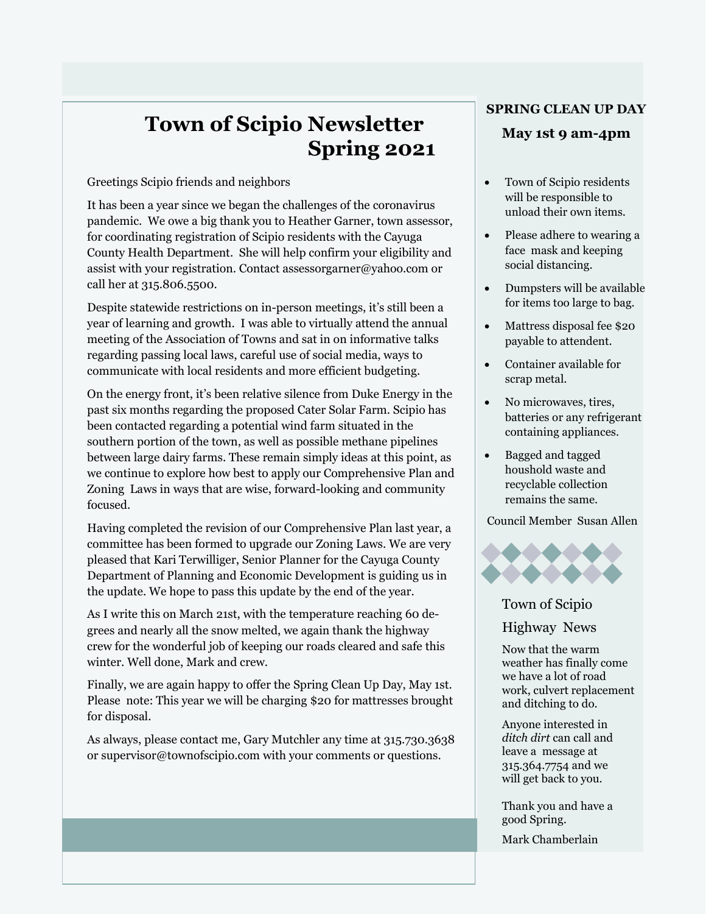# Town of Scipio Newsletter Spring 2021

Greetings Scipio friends and neighbors

It has been a year since we began the challenges of the coronavirus pandemic. We owe a big thank you to Heather Garner, town assessor, for coordinating registration of Scipio residents with the Cayuga County Health Department. She will help confirm your eligibility and assist with your registration. Contact assessorgarner@yahoo.com or call her at 315.806.5500.

Despite statewide restrictions on in-person meetings, it's still been a year of learning and growth. I was able to virtually attend the annual meeting of the Association of Towns and sat in on informative talks regarding passing local laws, careful use of social media, ways to communicate with local residents and more efficient budgeting.

On the energy front, it's been relative silence from Duke Energy in the past six months regarding the proposed Cater Solar Farm. Scipio has been contacted regarding a potential wind farm situated in the southern portion of the town, as well as possible methane pipelines between large dairy farms. These remain simply ideas at this point, as we continue to explore how best to apply our Comprehensive Plan and Zoning Laws in ways that are wise, forward-looking and community focused.

Having completed the revision of our Comprehensive Plan last year, a committee has been formed to upgrade our Zoning Laws. We are very pleased that Kari Terwilliger, Senior Planner for the Cayuga County Department of Planning and Economic Development is guiding us in the update. We hope to pass this update by the end of the year.

As I write this on March 21st, with the temperature reaching 60 degrees and nearly all the snow melted, we again thank the highway crew for the wonderful job of keeping our roads cleared and safe this winter. Well done, Mark and crew.

Finally, we are again happy to offer the Spring Clean Up Day, May 1st. Please note: This year we will be charging $20 for mattresses brought for disposal.

As always, please contact me, Gary Mutchler any time at 315.730.3638 or supervisor@townofscipio.com with your comments or questions.

## SPRING CLEAN UP DAY

**May 1st 9 am-4pm**

- Town of Scipio residents will be responsible to unload their own items.
- Please adhere to wearing a face mask and keeping social distancing.
- Dumpsters will be available for items too large to bag.
- Mattress disposal fee $20 payable to attendent.
- Container available for scrap metal.
- No microwaves, tires, batteries or any refrigerant containing appliances.
- Bagged and tagged houshold waste and recyclable collection remains the same.

Council Member Susan Allen

## Town of Scipio Highway News

Now that the warm weather has finally come we have a lot of road work, culvert replacement and ditching to do.

Anyone interested in *ditch dirt* can call and leave a message at 315.364.7754 and we will get back to you.

Thank you and have a good Spring.

Mark Chamberlain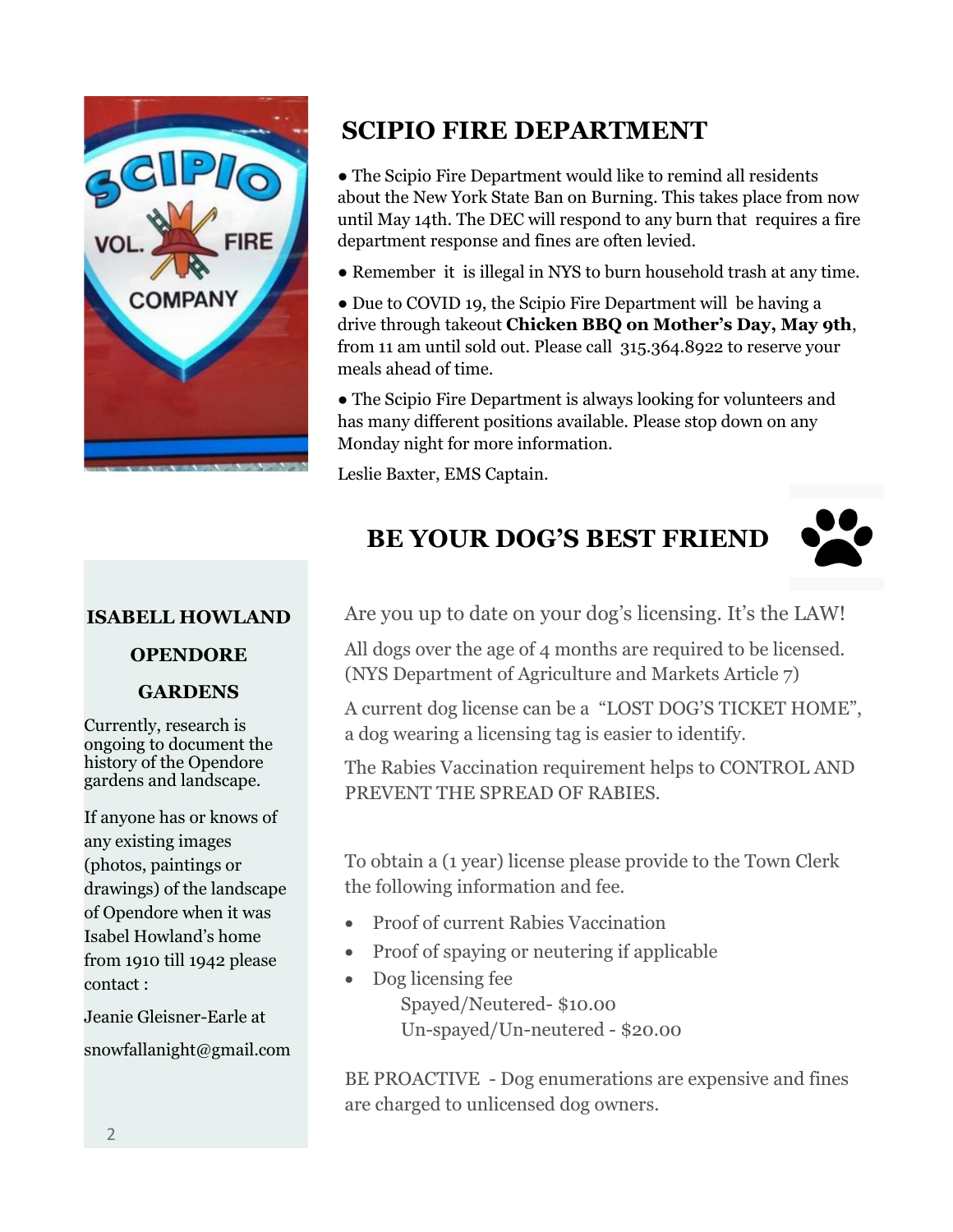## SCIPIO FIRE DEPARTMENT

- The Scipio Fire Department would like to remind all residents about the New York State Ban on Burning. This takes place from now until May 14th. The DEC will respond to any burn that requires a fire department response and fines are often levied.
- Remember it is illegal in NYS to burn household trash at any time.
- Due to COVID 19, the Scipio Fire Department will be having a drive through takeout **Chicken BBQ on Mother's Day, May 9th**, from 11 am until sold out. Please call 315.364.8922 to reserve your meals ahead of time.
- The Scipio Fire Department is always looking for volunteers and has many different positions available. Please stop down on any Monday night for more information.

Leslie Baxter, EMS Captain.

## BE YOUR DOG'S BEST FRIEND

Are you up to date on your dog's licensing. It's the LAW!

All dogs over the age of 4 months are required to be licensed. (NYS Department of Agriculture and Markets Article 7)

A current dog license can be a "LOST DOG'S TICKET HOME", a dog wearing a licensing tag is easier to identify.

The Rabies Vaccination requirement helps to CONTROL AND PREVENT THE SPREAD OF RABIES.

To obtain a (1 year) license please provide to the Town Clerk the following information and fee.

- Proof of current Rabies Vaccination
- Proof of spaying or neutering if applicable
- Dog licensing fee
  - Spayed/Neutered- $10.00
  - Un-spayed/Un-neutered - $20.00

BE PROACTIVE - Dog enumerations are expensive and fines are charged to unlicensed dog owners.

### ISABELL HOWLAND OPENDORE GARDENS

Currently, research is ongoing to document the history of the Opendore gardens and landscape.

If anyone has or knows of any existing images (photos, paintings or drawings) of the landscape of Opendore when it was Isabel Howland's home from 1910 till 1942 please contact :

Jeanie Gleisner-Earle at

snowfallanight@gmail.com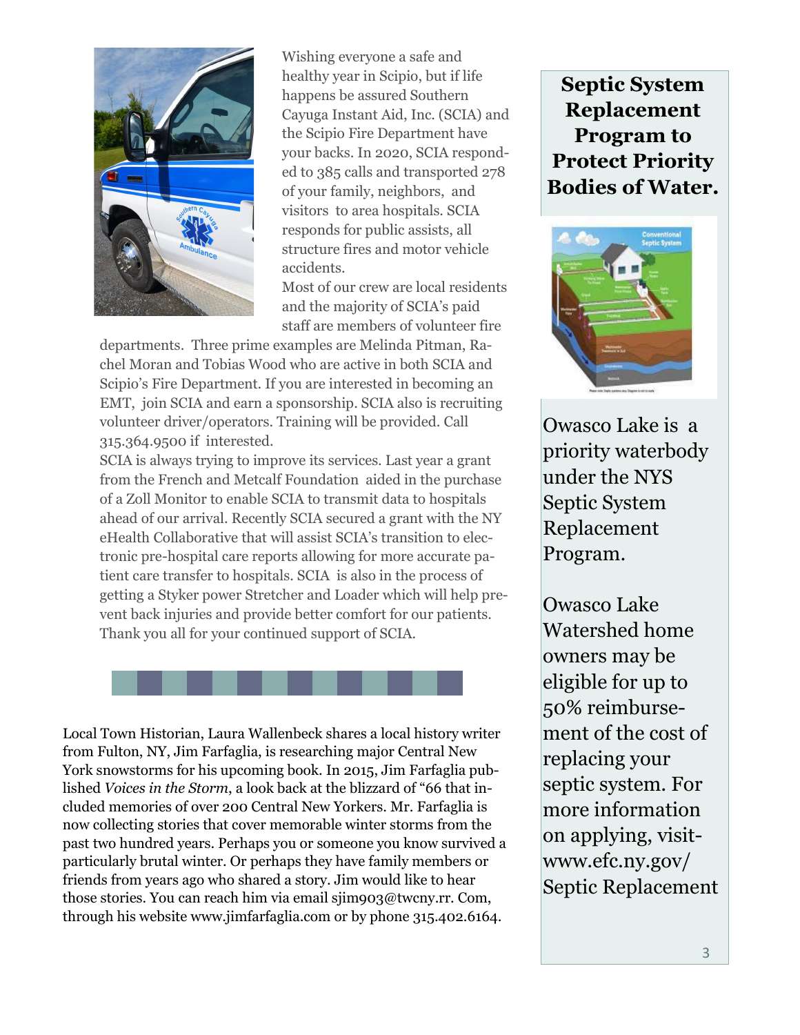Wishing everyone a safe and healthy year in Scipio, but if life happens be assured Southern Cayuga Instant Aid, Inc. (SCIA) and the Scipio Fire Department have your backs. In 2020, SCIA responded to 385 calls and transported 278 of your family, neighbors, and visitors to area hospitals. SCIA responds for public assists, all structure fires and motor vehicle accidents.

Most of our crew are local residents and the majority of SCIA's paid staff are members of volunteer fire departments. Three prime examples are Melinda Pitman, Rachel Moran and Tobias Wood who are active in both SCIA and Scipio's Fire Department. If you are interested in becoming an EMT, join SCIA and earn a sponsorship. SCIA also is recruiting volunteer driver/operators. Training will be provided. Call 315.364.9500 if interested.

SCIA is always trying to improve its services. Last year a grant from the French and Metcalf Foundation aided in the purchase of a Zoll Monitor to enable SCIA to transmit data to hospitals ahead of our arrival. Recently SCIA secured a grant with the NY eHealth Collaborative that will assist SCIA's transition to electronic pre-hospital care reports allowing for more accurate patient care transfer to hospitals. SCIA is also in the process of getting a Styker power Stretcher and Loader which will help prevent back injuries and provide better comfort for our patients. Thank you all for your continued support of SCIA.

Local Town Historian, Laura Wallenbeck shares a local history writer from Fulton, NY, Jim Farfaglia, is researching major Central New York snowstorms for his upcoming book. In 2015, Jim Farfaglia published *Voices in the Storm*, a look back at the blizzard of "66 that included memories of over 200 Central New Yorkers. Mr. Farfaglia is now collecting stories that cover memorable winter storms from the past two hundred years. Perhaps you or someone you know survived a particularly brutal winter. Or perhaps they have family members or friends from years ago who shared a story. Jim would like to hear those stories. You can reach him via email sjim903@twcny.rr. Com, through his website www.jimfarfaglia.com or by phone 315.402.6164.

## Septic System Replacement Program to Protect Priority Bodies of Water.

Owasco Lake is a priority waterbody under the NYS Septic System Replacement Program.

Owasco Lake Watershed home owners may be eligible for up to 50% reimbursement of the cost of replacing your septic system. For more information on applying, visit- www.efc.ny.gov/ Septic Replacement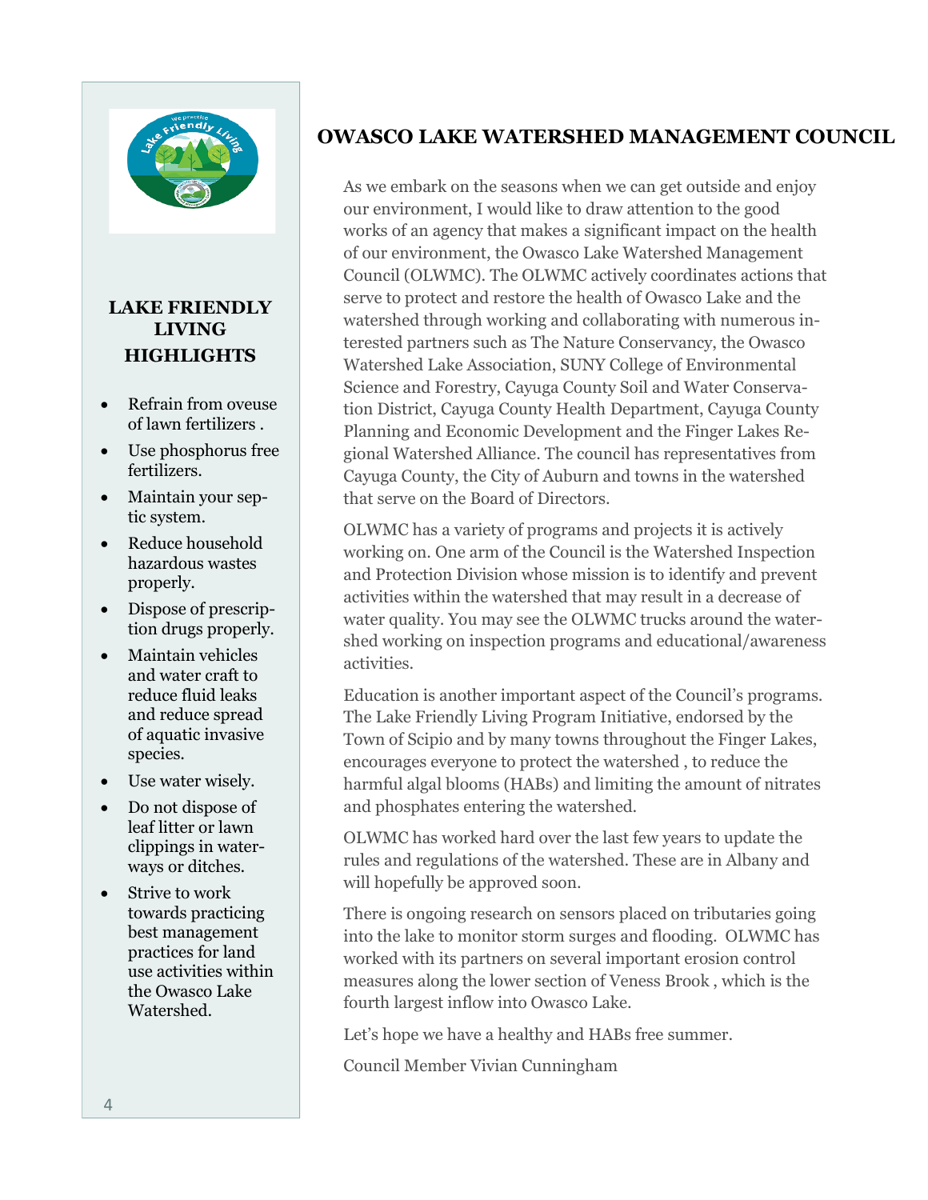## LAKE FRIENDLY LIVING HIGHLIGHTS

- Refrain from oveuse of lawn fertilizers .
- Use phosphorus free fertilizers.
- Maintain your septic system.
- Reduce household hazardous wastes properly.
- Dispose of prescription drugs properly.
- Maintain vehicles and water craft to reduce fluid leaks and reduce spread of aquatic invasive species.
- Use water wisely.
- Do not dispose of leaf litter or lawn clippings in waterways or ditches.
- Strive to work towards practicing best management practices for land use activities within the Owasco Lake Watershed.

# OWASCO LAKE WATERSHED MANAGEMENT COUNCIL

As we embark on the seasons when we can get outside and enjoy our environment, I would like to draw attention to the good works of an agency that makes a significant impact on the health of our environment, the Owasco Lake Watershed Management Council (OLWMC). The OLWMC actively coordinates actions that serve to protect and restore the health of Owasco Lake and the watershed through working and collaborating with numerous interested partners such as The Nature Conservancy, the Owasco Watershed Lake Association, SUNY College of Environmental Science and Forestry, Cayuga County Soil and Water Conservation District, Cayuga County Health Department, Cayuga County Planning and Economic Development and the Finger Lakes Regional Watershed Alliance. The council has representatives from Cayuga County, the City of Auburn and towns in the watershed that serve on the Board of Directors.

OLWMC has a variety of programs and projects it is actively working on. One arm of the Council is the Watershed Inspection and Protection Division whose mission is to identify and prevent activities within the watershed that may result in a decrease of water quality. You may see the OLWMC trucks around the watershed working on inspection programs and educational/awareness activities.

Education is another important aspect of the Council's programs. The Lake Friendly Living Program Initiative, endorsed by the Town of Scipio and by many towns throughout the Finger Lakes, encourages everyone to protect the watershed , to reduce the harmful algal blooms (HABs) and limiting the amount of nitrates and phosphates entering the watershed.

OLWMC has worked hard over the last few years to update the rules and regulations of the watershed. These are in Albany and will hopefully be approved soon.

There is ongoing research on sensors placed on tributaries going into the lake to monitor storm surges and flooding. OLWMC has worked with its partners on several important erosion control measures along the lower section of Veness Brook , which is the fourth largest inflow into Owasco Lake.

Let's hope we have a healthy and HABs free summer.

Council Member Vivian Cunningham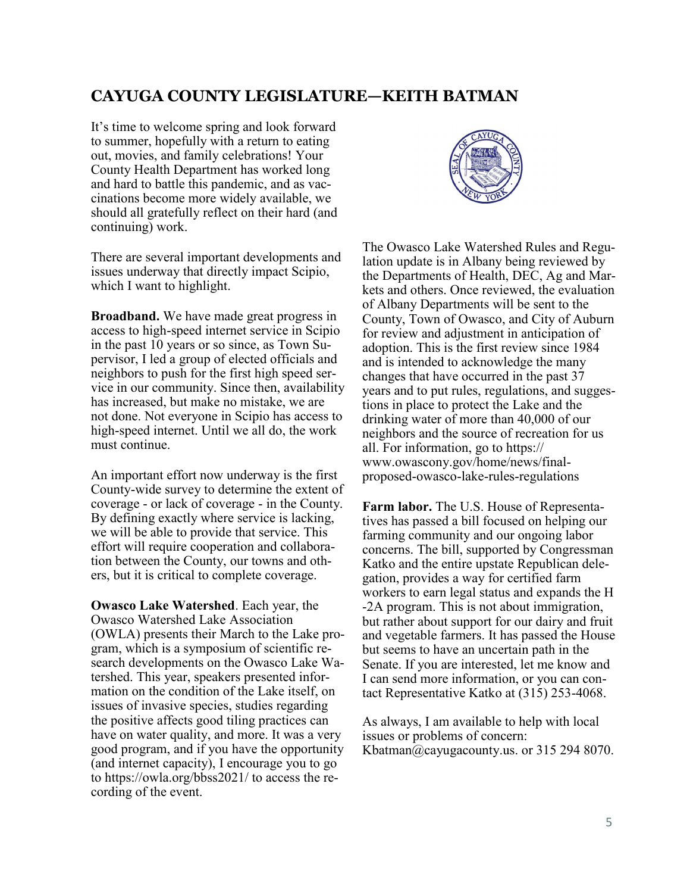## CAYUGA COUNTY LEGISLATURE—KEITH BATMAN

It's time to welcome spring and look forward to summer, hopefully with a return to eating out, movies, and family celebrations! Your County Health Department has worked long and hard to battle this pandemic, and as vaccinations become more widely available, we should all gratefully reflect on their hard (and continuing) work.

There are several important developments and issues underway that directly impact Scipio, which I want to highlight.

**Broadband.** We have made great progress in access to high-speed internet service in Scipio in the past 10 years or so since, as Town Supervisor, I led a group of elected officials and neighbors to push for the first high speed service in our community. Since then, availability has increased, but make no mistake, we are not done. Not everyone in Scipio has access to high-speed internet. Until we all do, the work must continue.

An important effort now underway is the first County-wide survey to determine the extent of coverage - or lack of coverage - in the County. By defining exactly where service is lacking, we will be able to provide that service. This effort will require cooperation and collaboration between the County, our towns and others, but it is critical to complete coverage.

**Owasco Lake Watershed**. Each year, the Owasco Watershed Lake Association (OWLA) presents their March to the Lake program, which is a symposium of scientific research developments on the Owasco Lake Watershed. This year, speakers presented information on the condition of the Lake itself, on issues of invasive species, studies regarding the positive affects good tiling practices can have on water quality, and more. It was a very good program, and if you have the opportunity (and internet capacity), I encourage you to go to https://owla.org/bbss2021/ to access the recording of the event.

The Owasco Lake Watershed Rules and Regulation update is in Albany being reviewed by the Departments of Health, DEC, Ag and Markets and others. Once reviewed, the evaluation of Albany Departments will be sent to the County, Town of Owasco, and City of Auburn for review and adjustment in anticipation of adoption. This is the first review since 1984 and is intended to acknowledge the many changes that have occurred in the past 37 years and to put rules, regulations, and suggestions in place to protect the Lake and the drinking water of more than 40,000 of our neighbors and the source of recreation for us all. For information, go to https://www.owascony.gov/home/news/final-proposed-owasco-lake-rules-regulations

**Farm labor.** The U.S. House of Representatives has passed a bill focused on helping our farming community and our ongoing labor concerns. The bill, supported by Congressman Katko and the entire upstate Republican delegation, provides a way for certified farm workers to earn legal status and expands the H-2A program. This is not about immigration, but rather about support for our dairy and fruit and vegetable farmers. It has passed the House but seems to have an uncertain path in the Senate. If you are interested, let me know and I can send more information, or you can contact Representative Katko at (315) 253-4068.

As always, I am available to help with local issues or problems of concern: Kbatman@cayugacounty.us. or 315 294 8070.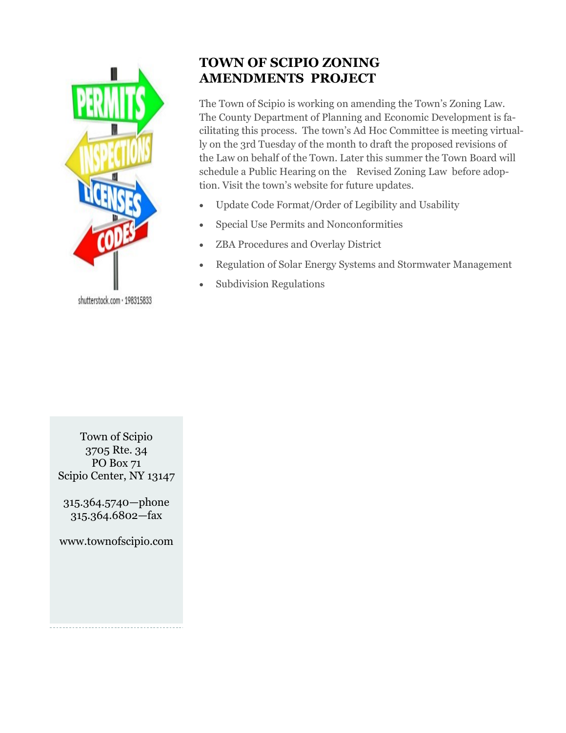## TOWN OF SCIPIO ZONING AMENDMENTS PROJECT

The Town of Scipio is working on amending the Town's Zoning Law. The County Department of Planning and Economic Development is facilitating this process. The town's Ad Hoc Committee is meeting virtually on the 3rd Tuesday of the month to draft the proposed revisions of the Law on behalf of the Town. Later this summer the Town Board will schedule a Public Hearing on the Revised Zoning Law before adoption. Visit the town's website for future updates.

- Update Code Format/Order of Legibility and Usability
- Special Use Permits and Nonconformities
- ZBA Procedures and Overlay District
- Regulation of Solar Energy Systems and Stormwater Management
- Subdivision Regulations

Town of Scipio
3705 Rte. 34
PO Box 71
Scipio Center, NY 13147

315.364.5740—phone
315.364.6802—fax

www.townofscipio.com